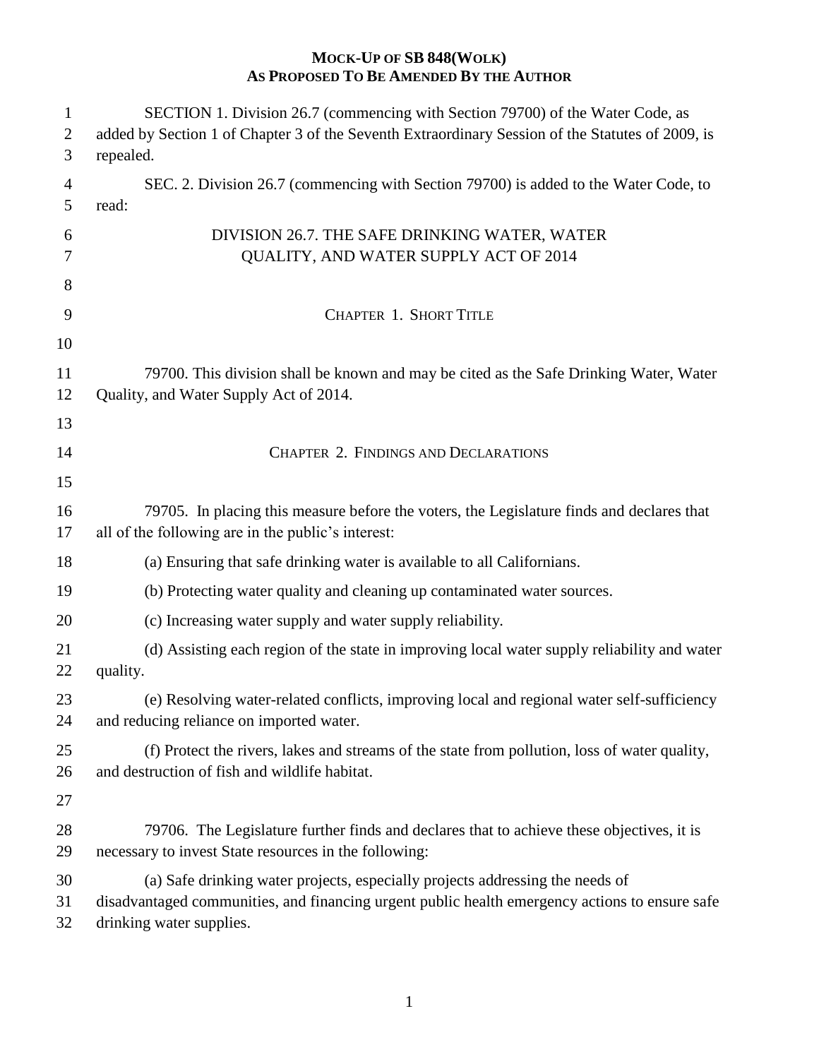**MOCK-UP OF SB 848(WOLK)**
**AS PROPOSED TO BE AMENDED BY THE AUTHOR**

SECTION 1. Division 26.7 (commencing with Section 79700) of the Water Code, as added by Section 1 of Chapter 3 of the Seventh Extraordinary Session of the Statutes of 2009, is repealed.

SEC. 2. Division 26.7 (commencing with Section 79700) is added to the Water Code, to read:

# DIVISION 26.7. THE SAFE DRINKING WATER, WATER QUALITY, AND WATER SUPPLY ACT OF 2014

## CHAPTER 1. SHORT TITLE

79700. This division shall be known and may be cited as the Safe Drinking Water, Water Quality, and Water Supply Act of 2014.

## CHAPTER 2. FINDINGS AND DECLARATIONS

79705. In placing this measure before the voters, the Legislature finds and declares that all of the following are in the public's interest:

(a) Ensuring that safe drinking water is available to all Californians.

(b) Protecting water quality and cleaning up contaminated water sources.

(c) Increasing water supply and water supply reliability.

(d) Assisting each region of the state in improving local water supply reliability and water quality.

(e) Resolving water-related conflicts, improving local and regional water self-sufficiency and reducing reliance on imported water.

(f) Protect the rivers, lakes and streams of the state from pollution, loss of water quality, and destruction of fish and wildlife habitat.

79706. The Legislature further finds and declares that to achieve these objectives, it is necessary to invest State resources in the following:

(a) Safe drinking water projects, especially projects addressing the needs of disadvantaged communities, and financing urgent public health emergency actions to ensure safe drinking water supplies.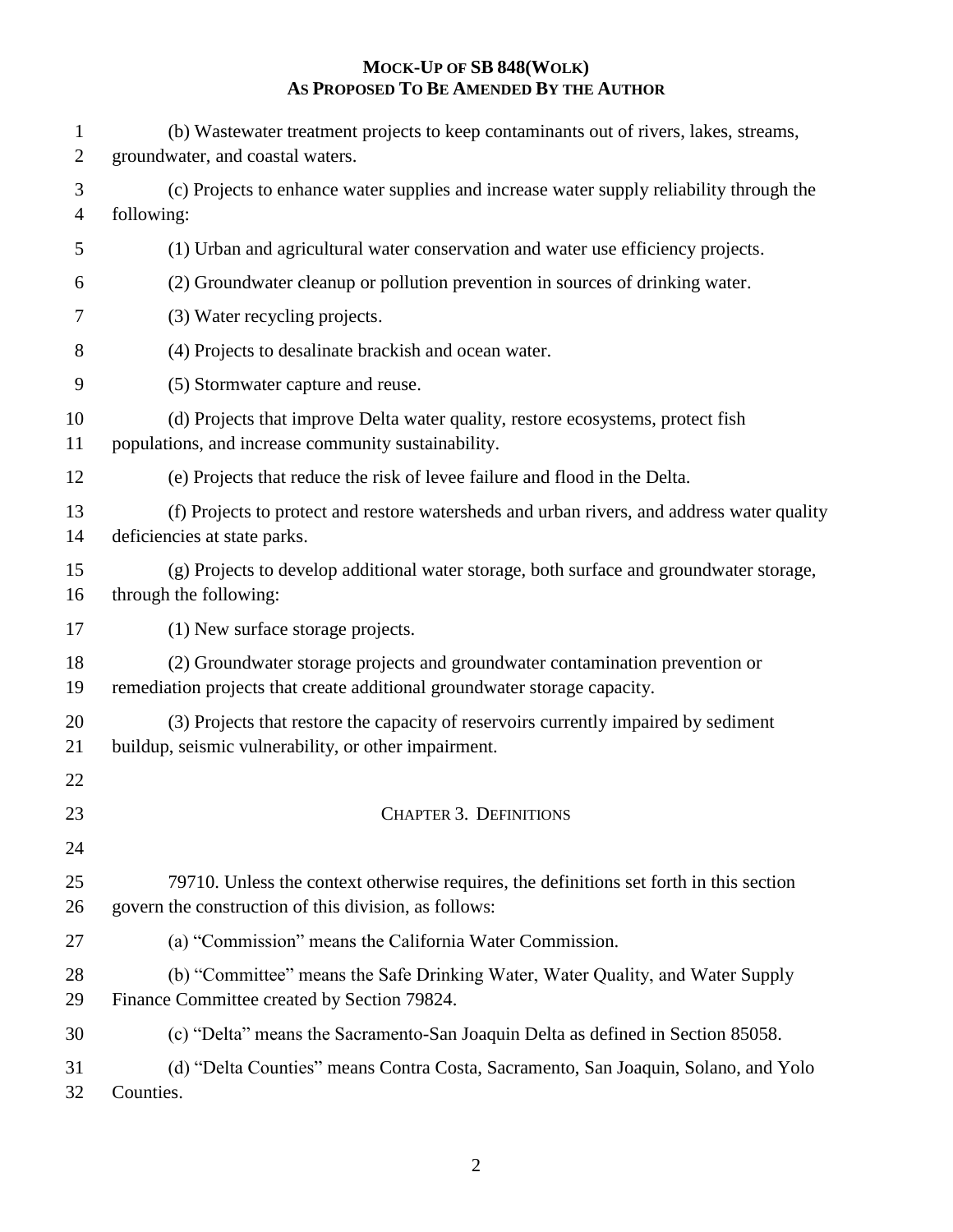(b) Wastewater treatment projects to keep contaminants out of rivers, lakes, streams, groundwater, and coastal waters.

(c) Projects to enhance water supplies and increase water supply reliability through the following:

(1) Urban and agricultural water conservation and water use efficiency projects.

(2) Groundwater cleanup or pollution prevention in sources of drinking water.

(3) Water recycling projects.

(4) Projects to desalinate brackish and ocean water.

(5) Stormwater capture and reuse.

(d) Projects that improve Delta water quality, restore ecosystems, protect fish populations, and increase community sustainability.

(e) Projects that reduce the risk of levee failure and flood in the Delta.

(f) Projects to protect and restore watersheds and urban rivers, and address water quality deficiencies at state parks.

(g) Projects to develop additional water storage, both surface and groundwater storage, through the following:

(1) New surface storage projects.

(2) Groundwater storage projects and groundwater contamination prevention or remediation projects that create additional groundwater storage capacity.

(3) Projects that restore the capacity of reservoirs currently impaired by sediment buildup, seismic vulnerability, or other impairment.

## CHAPTER 3. DEFINITIONS

79710. Unless the context otherwise requires, the definitions set forth in this section govern the construction of this division, as follows:

(a) "Commission" means the California Water Commission.

(b) "Committee" means the Safe Drinking Water, Water Quality, and Water Supply Finance Committee created by Section 79824.

(c) "Delta" means the Sacramento-San Joaquin Delta as defined in Section 85058.

(d) "Delta Counties" means Contra Costa, Sacramento, San Joaquin, Solano, and Yolo Counties.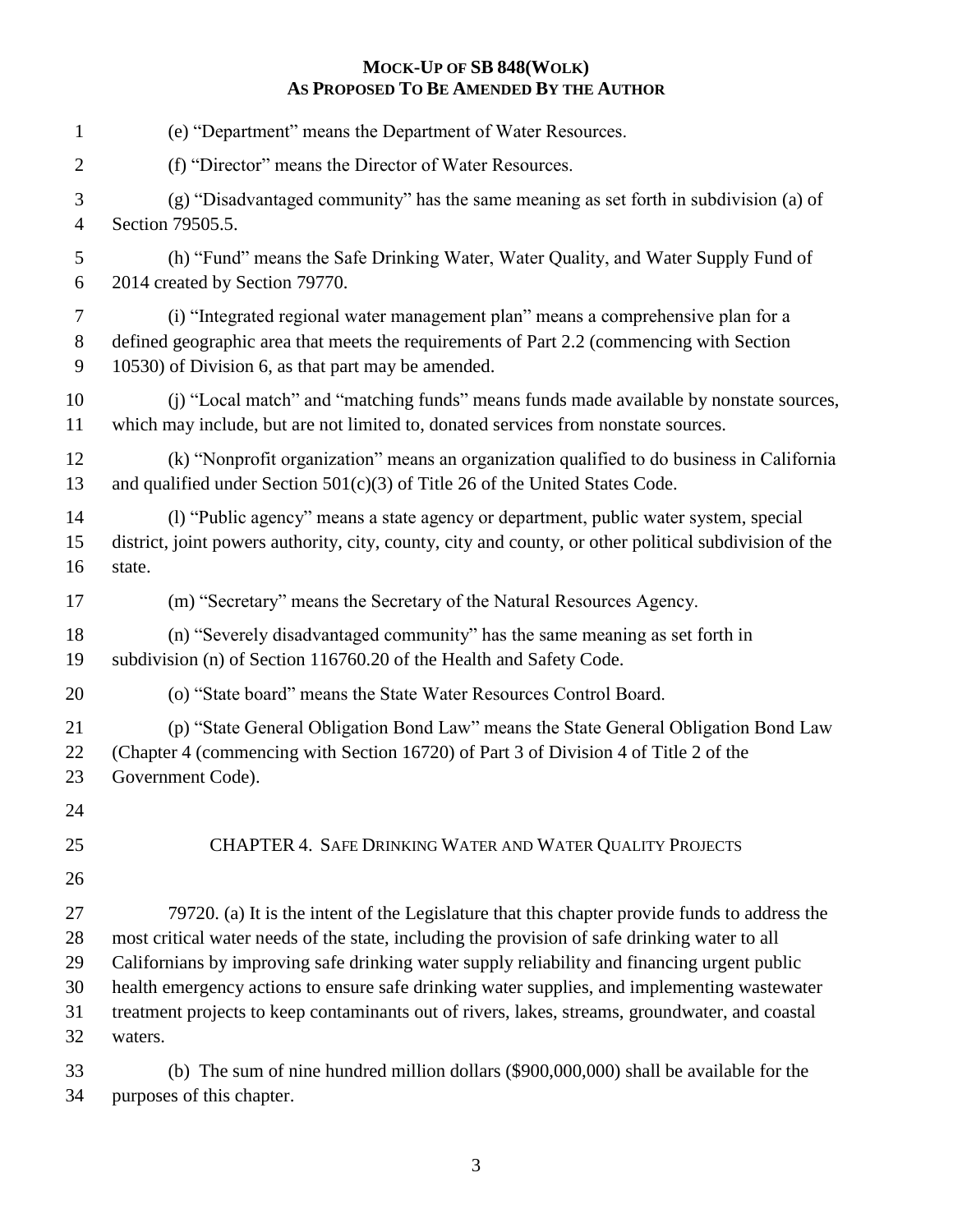**MOCK-UP OF SB 848(WOLK)**
**AS PROPOSED TO BE AMENDED BY THE AUTHOR**

(e) "Department" means the Department of Water Resources.

(f) "Director" means the Director of Water Resources.

(g) "Disadvantaged community" has the same meaning as set forth in subdivision (a) of Section 79505.5.

(h) "Fund" means the Safe Drinking Water, Water Quality, and Water Supply Fund of 2014 created by Section 79770.

(i) "Integrated regional water management plan" means a comprehensive plan for a defined geographic area that meets the requirements of Part 2.2 (commencing with Section 10530) of Division 6, as that part may be amended.

(j) "Local match" and "matching funds" means funds made available by nonstate sources, which may include, but are not limited to, donated services from nonstate sources.

(k) "Nonprofit organization" means an organization qualified to do business in California and qualified under Section 501(c)(3) of Title 26 of the United States Code.

(l) "Public agency" means a state agency or department, public water system, special district, joint powers authority, city, county, city and county, or other political subdivision of the state.

(m) "Secretary" means the Secretary of the Natural Resources Agency.

(n) "Severely disadvantaged community" has the same meaning as set forth in subdivision (n) of Section 116760.20 of the Health and Safety Code.

(o) "State board" means the State Water Resources Control Board.

(p) "State General Obligation Bond Law" means the State General Obligation Bond Law (Chapter 4 (commencing with Section 16720) of Part 3 of Division 4 of Title 2 of the Government Code).

## CHAPTER 4. SAFE DRINKING WATER AND WATER QUALITY PROJECTS

79720. (a) It is the intent of the Legislature that this chapter provide funds to address the most critical water needs of the state, including the provision of safe drinking water to all Californians by improving safe drinking water supply reliability and financing urgent public health emergency actions to ensure safe drinking water supplies, and implementing wastewater treatment projects to keep contaminants out of rivers, lakes, streams, groundwater, and coastal waters.

(b) The sum of nine hundred million dollars ($900,000,000) shall be available for the purposes of this chapter.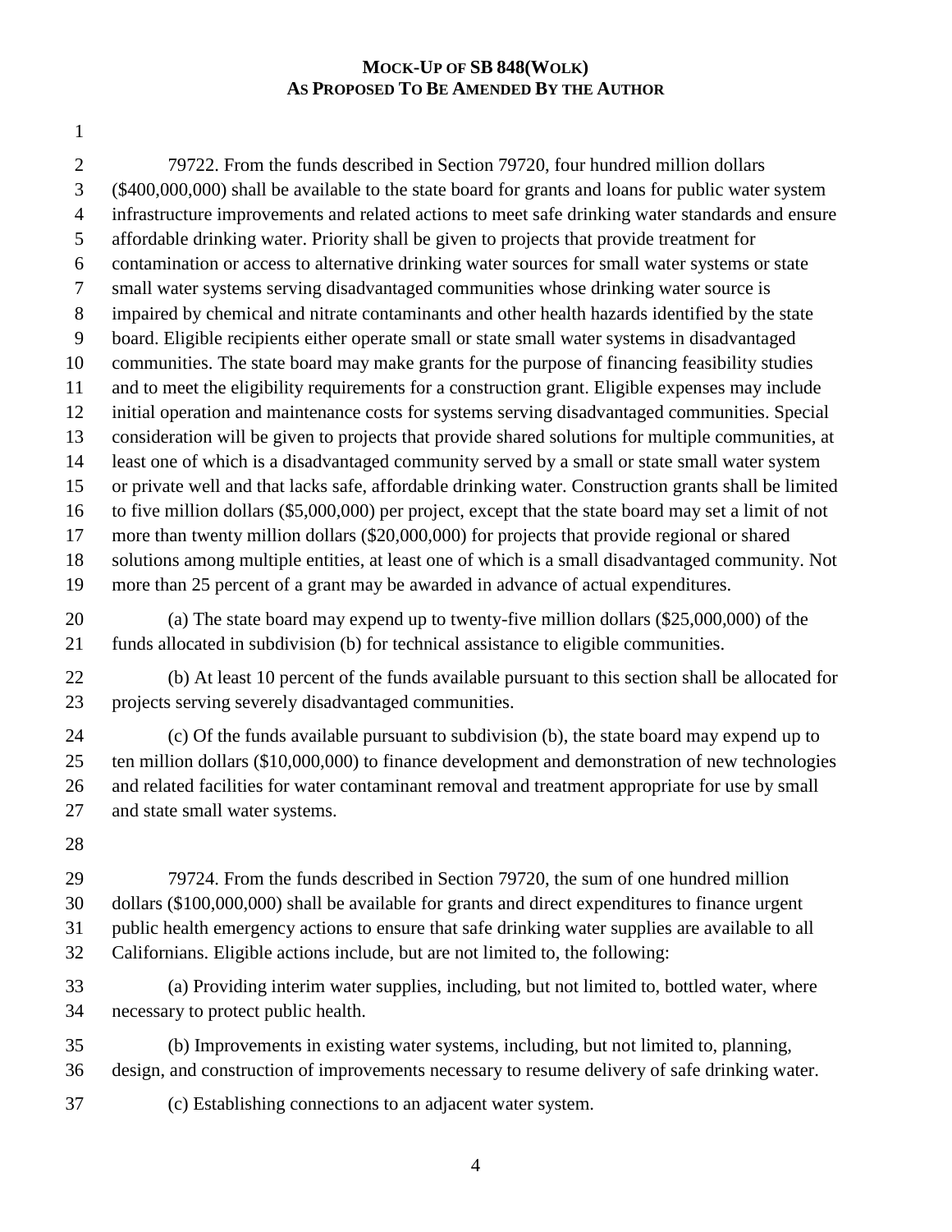**MOCK-UP OF SB 848(WOLK)**
**AS PROPOSED TO BE AMENDED BY THE AUTHOR**

79722. From the funds described in Section 79720, four hundred million dollars ($400,000,000) shall be available to the state board for grants and loans for public water system infrastructure improvements and related actions to meet safe drinking water standards and ensure affordable drinking water. Priority shall be given to projects that provide treatment for contamination or access to alternative drinking water sources for small water systems or state small water systems serving disadvantaged communities whose drinking water source is impaired by chemical and nitrate contaminants and other health hazards identified by the state board. Eligible recipients either operate small or state small water systems in disadvantaged communities. The state board may make grants for the purpose of financing feasibility studies and to meet the eligibility requirements for a construction grant. Eligible expenses may include initial operation and maintenance costs for systems serving disadvantaged communities. Special consideration will be given to projects that provide shared solutions for multiple communities, at least one of which is a disadvantaged community served by a small or state small water system or private well and that lacks safe, affordable drinking water. Construction grants shall be limited to five million dollars ($5,000,000) per project, except that the state board may set a limit of not more than twenty million dollars ($20,000,000) for projects that provide regional or shared solutions among multiple entities, at least one of which is a small disadvantaged community. Not more than 25 percent of a grant may be awarded in advance of actual expenditures.

(a) The state board may expend up to twenty-five million dollars ($25,000,000) of the funds allocated in subdivision (b) for technical assistance to eligible communities.

(b) At least 10 percent of the funds available pursuant to this section shall be allocated for projects serving severely disadvantaged communities.

(c) Of the funds available pursuant to subdivision (b), the state board may expend up to ten million dollars ($10,000,000) to finance development and demonstration of new technologies and related facilities for water contaminant removal and treatment appropriate for use by small and state small water systems.

79724. From the funds described in Section 79720, the sum of one hundred million dollars ($100,000,000) shall be available for grants and direct expenditures to finance urgent public health emergency actions to ensure that safe drinking water supplies are available to all Californians. Eligible actions include, but are not limited to, the following:

(a) Providing interim water supplies, including, but not limited to, bottled water, where necessary to protect public health.

(b) Improvements in existing water systems, including, but not limited to, planning, design, and construction of improvements necessary to resume delivery of safe drinking water.

(c) Establishing connections to an adjacent water system.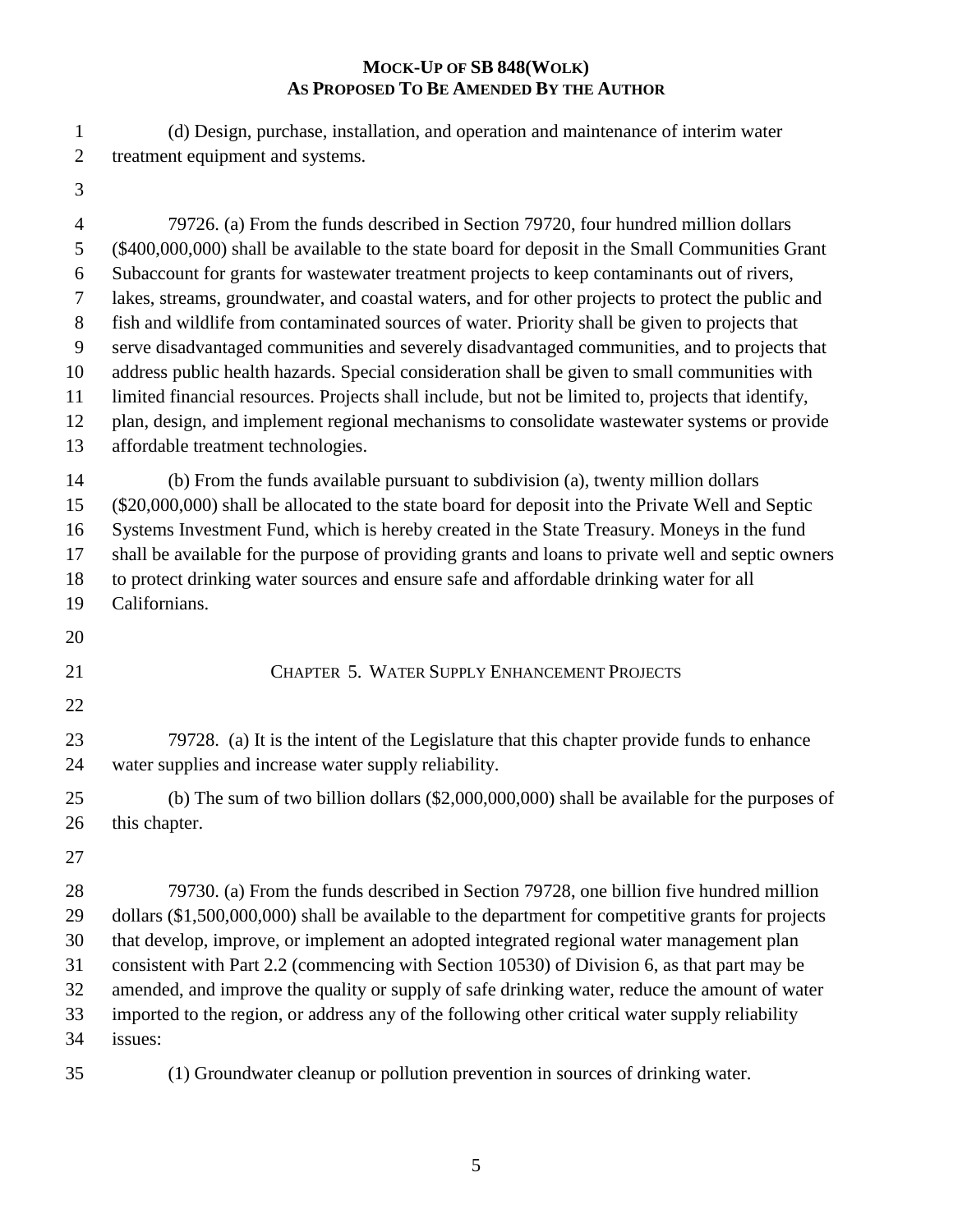(d) Design, purchase, installation, and operation and maintenance of interim water treatment equipment and systems.

79726. (a) From the funds described in Section 79720, four hundred million dollars ($400,000,000) shall be available to the state board for deposit in the Small Communities Grant Subaccount for grants for wastewater treatment projects to keep contaminants out of rivers, lakes, streams, groundwater, and coastal waters, and for other projects to protect the public and fish and wildlife from contaminated sources of water. Priority shall be given to projects that serve disadvantaged communities and severely disadvantaged communities, and to projects that address public health hazards. Special consideration shall be given to small communities with limited financial resources. Projects shall include, but not be limited to, projects that identify, plan, design, and implement regional mechanisms to consolidate wastewater systems or provide affordable treatment technologies.

(b) From the funds available pursuant to subdivision (a), twenty million dollars ($20,000,000) shall be allocated to the state board for deposit into the Private Well and Septic Systems Investment Fund, which is hereby created in the State Treasury. Moneys in the fund shall be available for the purpose of providing grants and loans to private well and septic owners to protect drinking water sources and ensure safe and affordable drinking water for all Californians.

## CHAPTER 5. WATER SUPPLY ENHANCEMENT PROJECTS

79728. (a) It is the intent of the Legislature that this chapter provide funds to enhance water supplies and increase water supply reliability.

(b) The sum of two billion dollars ($2,000,000,000) shall be available for the purposes of this chapter.

79730. (a) From the funds described in Section 79728, one billion five hundred million dollars ($1,500,000,000) shall be available to the department for competitive grants for projects that develop, improve, or implement an adopted integrated regional water management plan consistent with Part 2.2 (commencing with Section 10530) of Division 6, as that part may be amended, and improve the quality or supply of safe drinking water, reduce the amount of water imported to the region, or address any of the following other critical water supply reliability issues:

(1) Groundwater cleanup or pollution prevention in sources of drinking water.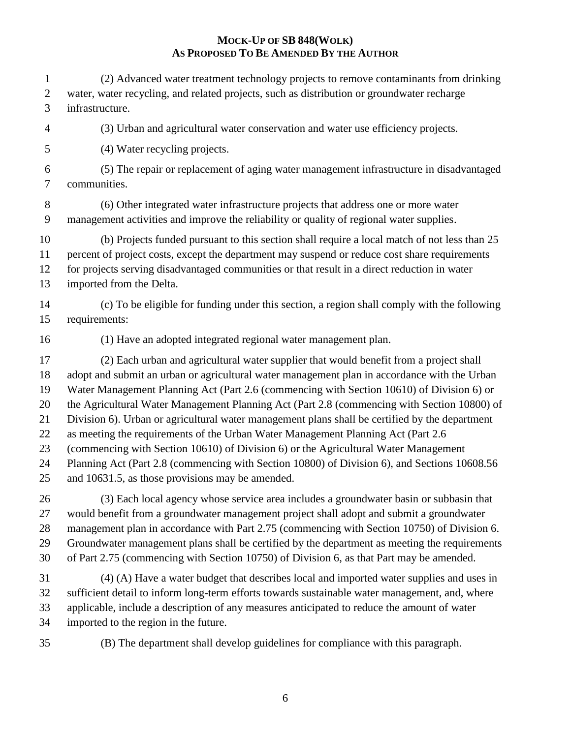(2) Advanced water treatment technology projects to remove contaminants from drinking water, water recycling, and related projects, such as distribution or groundwater recharge infrastructure.

(3) Urban and agricultural water conservation and water use efficiency projects.

(4) Water recycling projects.

(5) The repair or replacement of aging water management infrastructure in disadvantaged communities.

(6) Other integrated water infrastructure projects that address one or more water management activities and improve the reliability or quality of regional water supplies.

(b) Projects funded pursuant to this section shall require a local match of not less than 25 percent of project costs, except the department may suspend or reduce cost share requirements for projects serving disadvantaged communities or that result in a direct reduction in water imported from the Delta.

(c) To be eligible for funding under this section, a region shall comply with the following requirements:

(1) Have an adopted integrated regional water management plan.

(2) Each urban and agricultural water supplier that would benefit from a project shall adopt and submit an urban or agricultural water management plan in accordance with the Urban Water Management Planning Act (Part 2.6 (commencing with Section 10610) of Division 6) or the Agricultural Water Management Planning Act (Part 2.8 (commencing with Section 10800) of Division 6). Urban or agricultural water management plans shall be certified by the department as meeting the requirements of the Urban Water Management Planning Act (Part 2.6 (commencing with Section 10610) of Division 6) or the Agricultural Water Management Planning Act (Part 2.8 (commencing with Section 10800) of Division 6), and Sections 10608.56 and 10631.5, as those provisions may be amended.

(3) Each local agency whose service area includes a groundwater basin or subbasin that would benefit from a groundwater management project shall adopt and submit a groundwater management plan in accordance with Part 2.75 (commencing with Section 10750) of Division 6. Groundwater management plans shall be certified by the department as meeting the requirements of Part 2.75 (commencing with Section 10750) of Division 6, as that Part may be amended.

(4) (A) Have a water budget that describes local and imported water supplies and uses in sufficient detail to inform long-term efforts towards sustainable water management, and, where applicable, include a description of any measures anticipated to reduce the amount of water imported to the region in the future.

(B) The department shall develop guidelines for compliance with this paragraph.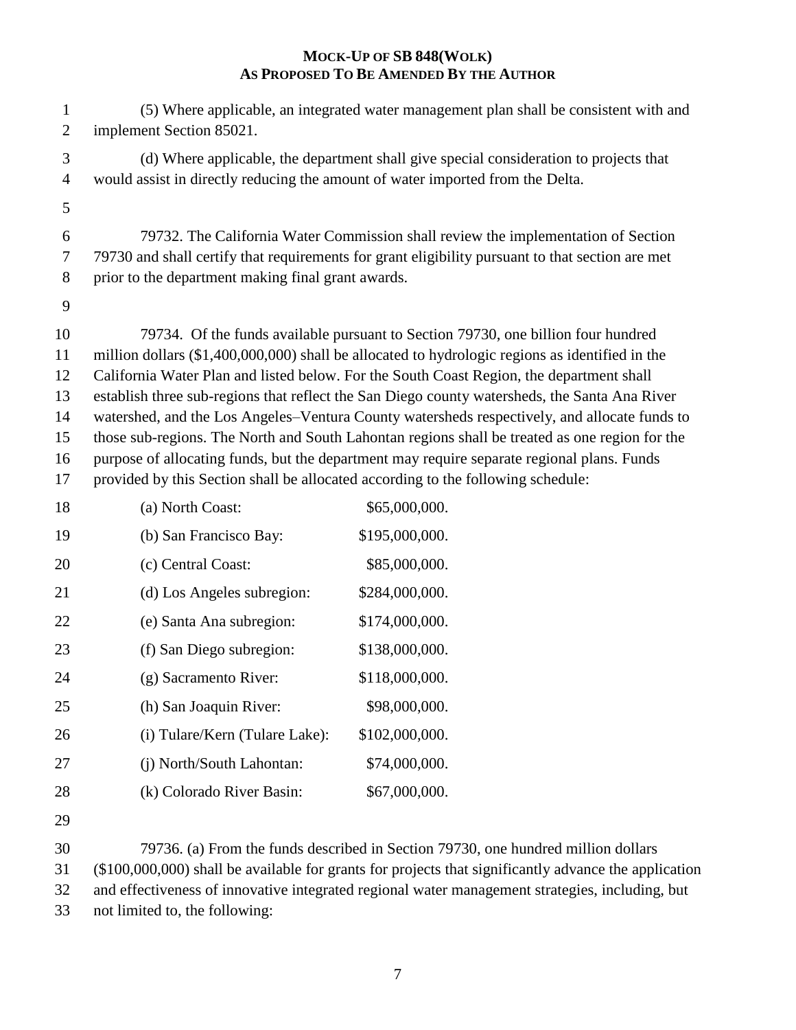(5) Where applicable, an integrated water management plan shall be consistent with and implement Section 85021.

(d) Where applicable, the department shall give special consideration to projects that would assist in directly reducing the amount of water imported from the Delta.

79732. The California Water Commission shall review the implementation of Section 79730 and shall certify that requirements for grant eligibility pursuant to that section are met prior to the department making final grant awards.

79734. Of the funds available pursuant to Section 79730, one billion four hundred million dollars ($1,400,000,000) shall be allocated to hydrologic regions as identified in the California Water Plan and listed below. For the South Coast Region, the department shall establish three sub-regions that reflect the San Diego county watersheds, the Santa Ana River watershed, and the Los Angeles–Ventura County watersheds respectively, and allocate funds to those sub-regions. The North and South Lahontan regions shall be treated as one region for the purpose of allocating funds, but the department may require separate regional plans. Funds provided by this Section shall be allocated according to the following schedule:

| | |
|---|---|
| (a) North Coast: | $65,000,000. |
| (b) San Francisco Bay: | $195,000,000. |
| (c) Central Coast: | $85,000,000. |
| (d) Los Angeles subregion: | $284,000,000. |
| (e) Santa Ana subregion: | $174,000,000. |
| (f) San Diego subregion: | $138,000,000. |
| (g) Sacramento River: | $118,000,000. |
| (h) San Joaquin River: | $98,000,000. |
| (i) Tulare/Kern (Tulare Lake): | $102,000,000. |
| (j) North/South Lahontan: | $74,000,000. |
| (k) Colorado River Basin: | $67,000,000. |

79736. (a) From the funds described in Section 79730, one hundred million dollars ($100,000,000) shall be available for grants for projects that significantly advance the application and effectiveness of innovative integrated regional water management strategies, including, but not limited to, the following: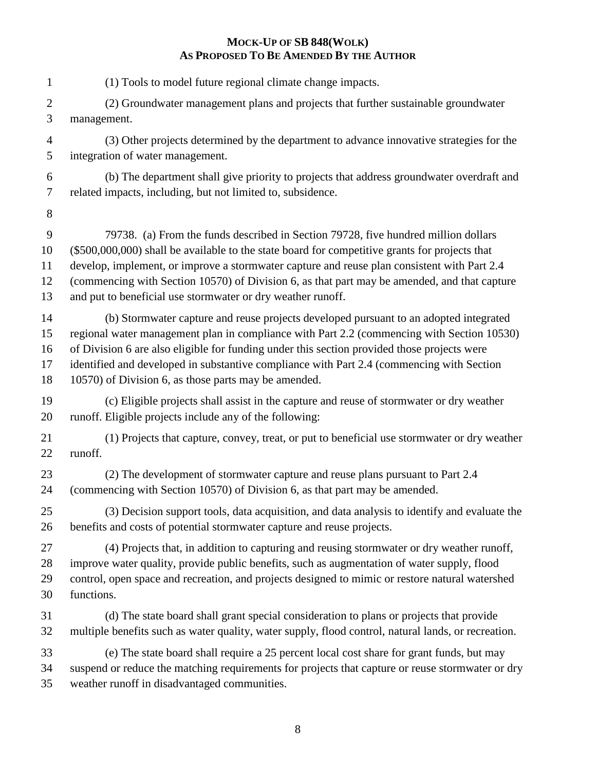(1) Tools to model future regional climate change impacts.

(2) Groundwater management plans and projects that further sustainable groundwater management.

(3) Other projects determined by the department to advance innovative strategies for the integration of water management.

(b) The department shall give priority to projects that address groundwater overdraft and related impacts, including, but not limited to, subsidence.

79738. (a) From the funds described in Section 79728, five hundred million dollars ($500,000,000) shall be available to the state board for competitive grants for projects that develop, implement, or improve a stormwater capture and reuse plan consistent with Part 2.4 (commencing with Section 10570) of Division 6, as that part may be amended, and that capture and put to beneficial use stormwater or dry weather runoff.

(b) Stormwater capture and reuse projects developed pursuant to an adopted integrated regional water management plan in compliance with Part 2.2 (commencing with Section 10530) of Division 6 are also eligible for funding under this section provided those projects were identified and developed in substantive compliance with Part 2.4 (commencing with Section 10570) of Division 6, as those parts may be amended.

(c) Eligible projects shall assist in the capture and reuse of stormwater or dry weather runoff. Eligible projects include any of the following:

(1) Projects that capture, convey, treat, or put to beneficial use stormwater or dry weather runoff.

(2) The development of stormwater capture and reuse plans pursuant to Part 2.4 (commencing with Section 10570) of Division 6, as that part may be amended.

(3) Decision support tools, data acquisition, and data analysis to identify and evaluate the benefits and costs of potential stormwater capture and reuse projects.

(4) Projects that, in addition to capturing and reusing stormwater or dry weather runoff, improve water quality, provide public benefits, such as augmentation of water supply, flood control, open space and recreation, and projects designed to mimic or restore natural watershed functions.

(d) The state board shall grant special consideration to plans or projects that provide multiple benefits such as water quality, water supply, flood control, natural lands, or recreation.

(e) The state board shall require a 25 percent local cost share for grant funds, but may suspend or reduce the matching requirements for projects that capture or reuse stormwater or dry weather runoff in disadvantaged communities.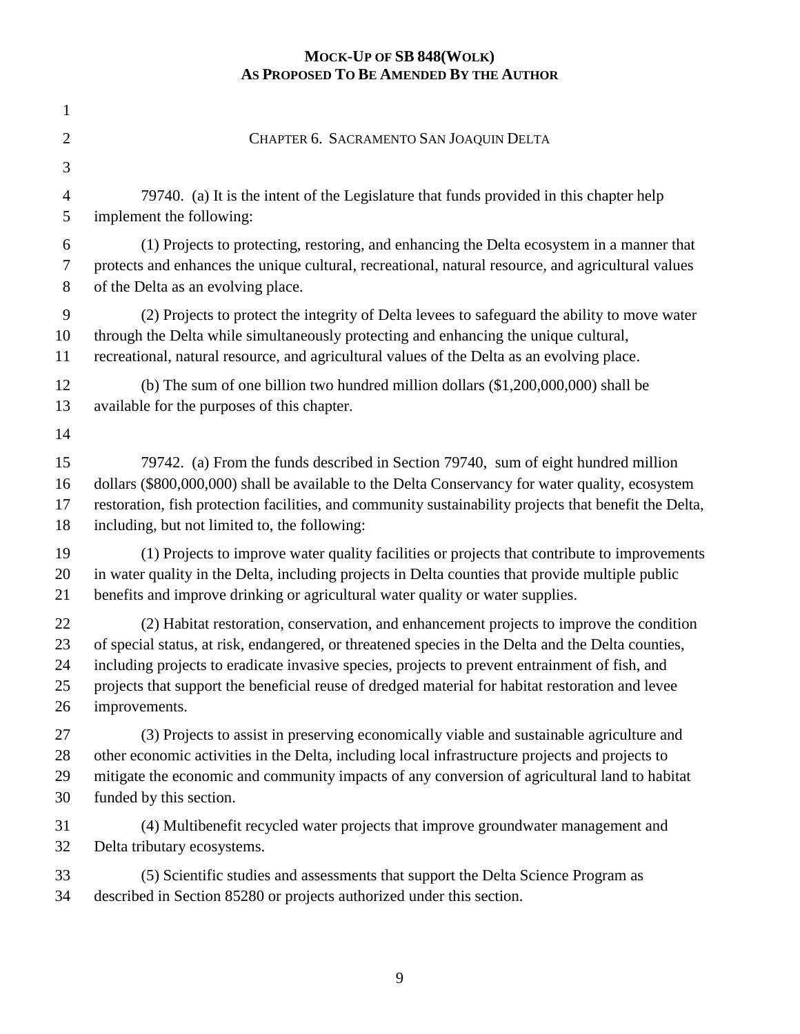CHAPTER 6. SACRAMENTO SAN JOAQUIN DELTA

79740. (a) It is the intent of the Legislature that funds provided in this chapter help implement the following:

(1) Projects to protecting, restoring, and enhancing the Delta ecosystem in a manner that protects and enhances the unique cultural, recreational, natural resource, and agricultural values of the Delta as an evolving place.

(2) Projects to protect the integrity of Delta levees to safeguard the ability to move water through the Delta while simultaneously protecting and enhancing the unique cultural, recreational, natural resource, and agricultural values of the Delta as an evolving place.

(b) The sum of one billion two hundred million dollars ($1,200,000,000) shall be available for the purposes of this chapter.

79742. (a) From the funds described in Section 79740, sum of eight hundred million dollars ($800,000,000) shall be available to the Delta Conservancy for water quality, ecosystem restoration, fish protection facilities, and community sustainability projects that benefit the Delta, including, but not limited to, the following:

(1) Projects to improve water quality facilities or projects that contribute to improvements in water quality in the Delta, including projects in Delta counties that provide multiple public benefits and improve drinking or agricultural water quality or water supplies.

(2) Habitat restoration, conservation, and enhancement projects to improve the condition of special status, at risk, endangered, or threatened species in the Delta and the Delta counties, including projects to eradicate invasive species, projects to prevent entrainment of fish, and projects that support the beneficial reuse of dredged material for habitat restoration and levee improvements.

(3) Projects to assist in preserving economically viable and sustainable agriculture and other economic activities in the Delta, including local infrastructure projects and projects to mitigate the economic and community impacts of any conversion of agricultural land to habitat funded by this section.

(4) Multibenefit recycled water projects that improve groundwater management and Delta tributary ecosystems.

(5) Scientific studies and assessments that support the Delta Science Program as described in Section 85280 or projects authorized under this section.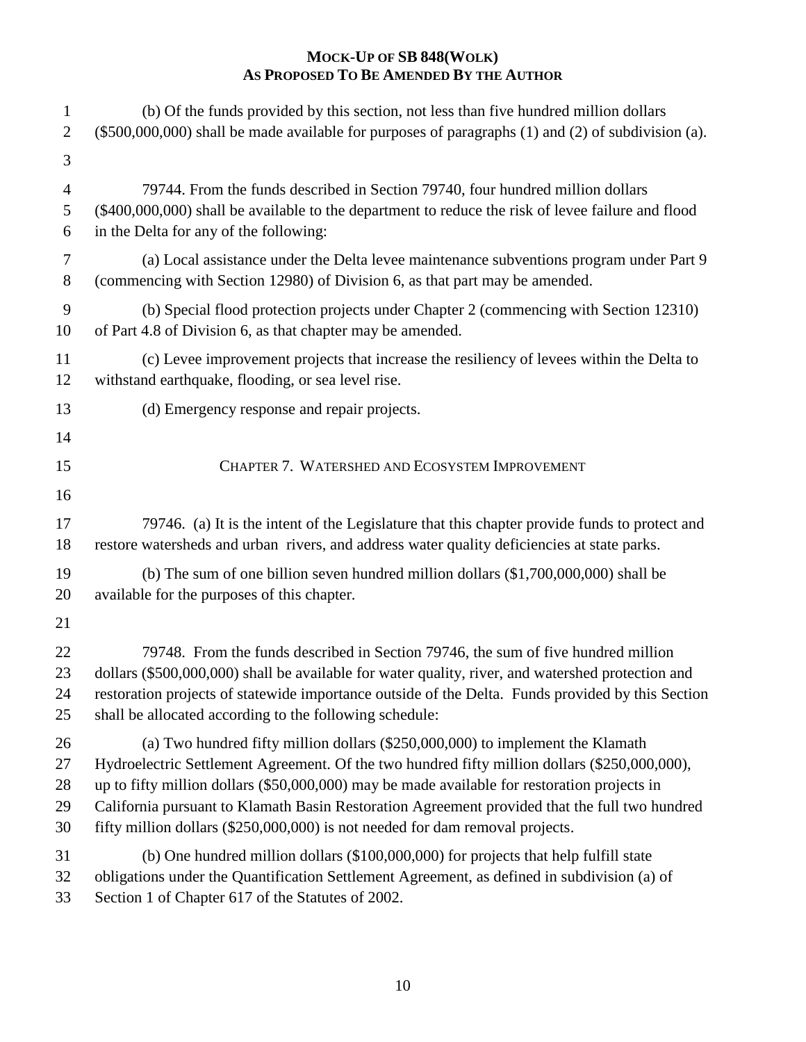(b) Of the funds provided by this section, not less than five hundred million dollars ($500,000,000) shall be made available for purposes of paragraphs (1) and (2) of subdivision (a).

79744. From the funds described in Section 79740, four hundred million dollars ($400,000,000) shall be available to the department to reduce the risk of levee failure and flood in the Delta for any of the following:

(a) Local assistance under the Delta levee maintenance subventions program under Part 9 (commencing with Section 12980) of Division 6, as that part may be amended.

(b) Special flood protection projects under Chapter 2 (commencing with Section 12310) of Part 4.8 of Division 6, as that chapter may be amended.

(c) Levee improvement projects that increase the resiliency of levees within the Delta to withstand earthquake, flooding, or sea level rise.

(d) Emergency response and repair projects.

## CHAPTER 7. WATERSHED AND ECOSYSTEM IMPROVEMENT

79746. (a) It is the intent of the Legislature that this chapter provide funds to protect and restore watersheds and urban rivers, and address water quality deficiencies at state parks.

(b) The sum of one billion seven hundred million dollars ($1,700,000,000) shall be available for the purposes of this chapter.

79748. From the funds described in Section 79746, the sum of five hundred million dollars ($500,000,000) shall be available for water quality, river, and watershed protection and restoration projects of statewide importance outside of the Delta. Funds provided by this Section shall be allocated according to the following schedule:

(a) Two hundred fifty million dollars ($250,000,000) to implement the Klamath Hydroelectric Settlement Agreement. Of the two hundred fifty million dollars ($250,000,000), up to fifty million dollars ($50,000,000) may be made available for restoration projects in California pursuant to Klamath Basin Restoration Agreement provided that the full two hundred fifty million dollars ($250,000,000) is not needed for dam removal projects.

(b) One hundred million dollars ($100,000,000) for projects that help fulfill state obligations under the Quantification Settlement Agreement, as defined in subdivision (a) of Section 1 of Chapter 617 of the Statutes of 2002.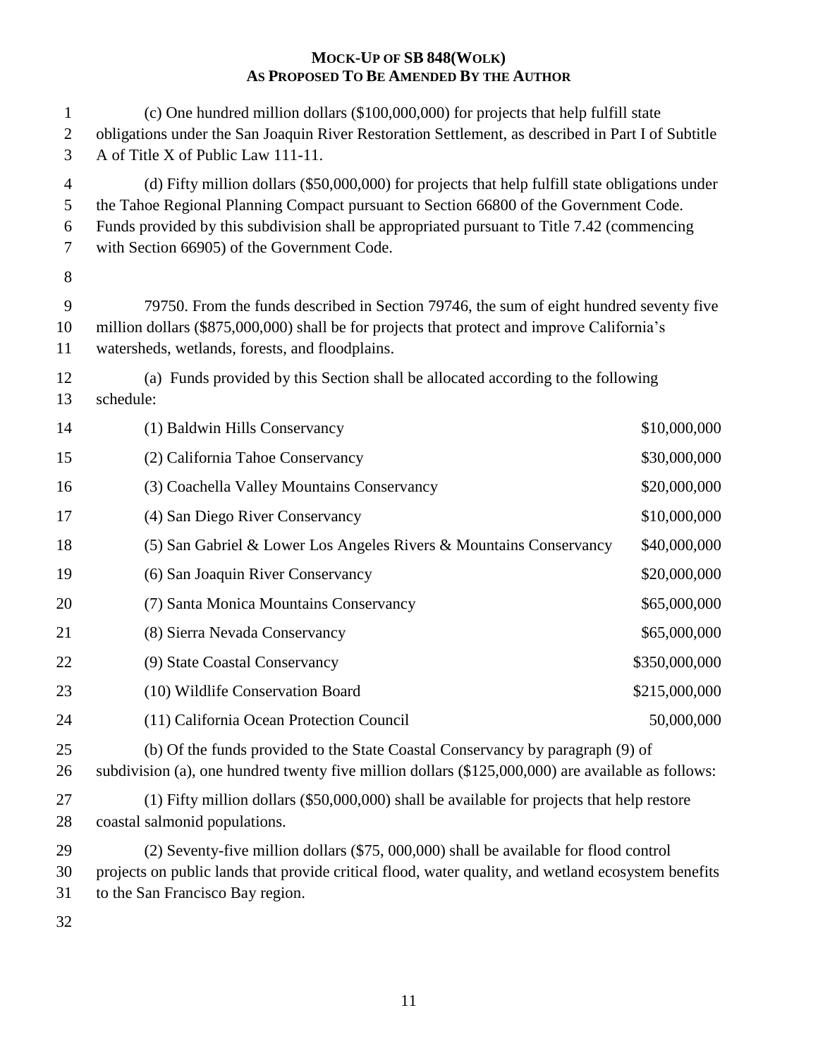(c) One hundred million dollars ($100,000,000) for projects that help fulfill state obligations under the San Joaquin River Restoration Settlement, as described in Part I of Subtitle A of Title X of Public Law 111-11.

(d) Fifty million dollars ($50,000,000) for projects that help fulfill state obligations under the Tahoe Regional Planning Compact pursuant to Section 66800 of the Government Code. Funds provided by this subdivision shall be appropriated pursuant to Title 7.42 (commencing with Section 66905) of the Government Code.

79750. From the funds described in Section 79746, the sum of eight hundred seventy five million dollars ($875,000,000) shall be for projects that protect and improve California's watersheds, wetlands, forests, and floodplains.

(a) Funds provided by this Section shall be allocated according to the following schedule:

| | |
|---|---|
| (1) Baldwin Hills Conservancy | $10,000,000 |
| (2) California Tahoe Conservancy | $30,000,000 |
| (3) Coachella Valley Mountains Conservancy | $20,000,000 |
| (4) San Diego River Conservancy | $10,000,000 |
| (5) San Gabriel & Lower Los Angeles Rivers & Mountains Conservancy | $40,000,000 |
| (6) San Joaquin River Conservancy | $20,000,000 |
| (7) Santa Monica Mountains Conservancy | $65,000,000 |
| (8) Sierra Nevada Conservancy | $65,000,000 |
| (9) State Coastal Conservancy | $350,000,000 |
| (10) Wildlife Conservation Board | $215,000,000 |
| (11) California Ocean Protection Council | 50,000,000 |

(b) Of the funds provided to the State Coastal Conservancy by paragraph (9) of subdivision (a), one hundred twenty five million dollars ($125,000,000) are available as follows:

(1) Fifty million dollars ($50,000,000) shall be available for projects that help restore coastal salmonid populations.

(2) Seventy-five million dollars ($75, 000,000) shall be available for flood control projects on public lands that provide critical flood, water quality, and wetland ecosystem benefits to the San Francisco Bay region.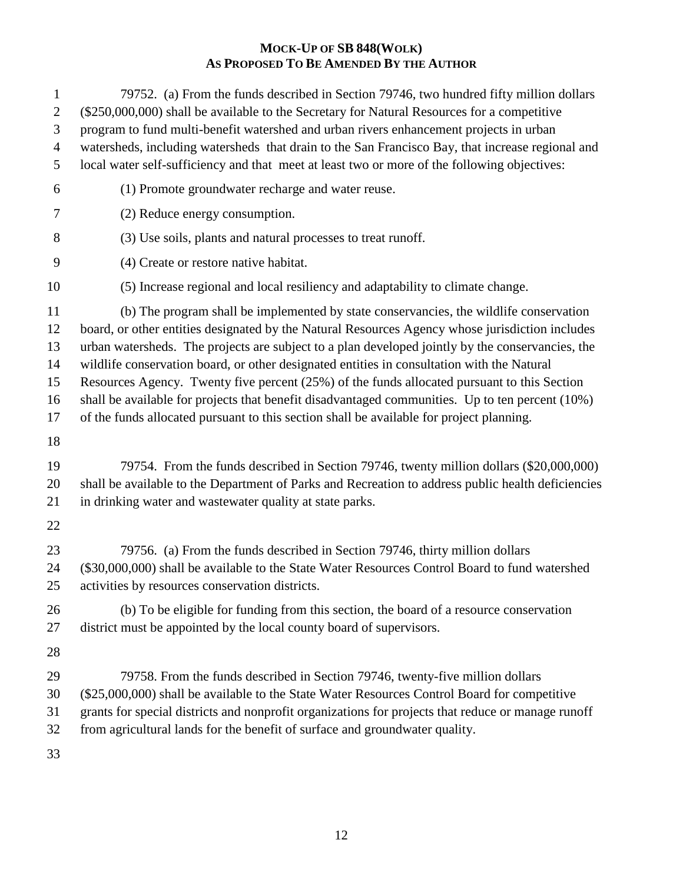**MOCK-UP OF SB 848(WOLK)**
**AS PROPOSED TO BE AMENDED BY THE AUTHOR**

79752. (a) From the funds described in Section 79746, two hundred fifty million dollars ($250,000,000) shall be available to the Secretary for Natural Resources for a competitive program to fund multi-benefit watershed and urban rivers enhancement projects in urban watersheds, including watersheds that drain to the San Francisco Bay, that increase regional and local water self-sufficiency and that meet at least two or more of the following objectives:

(1) Promote groundwater recharge and water reuse.

(2) Reduce energy consumption.

(3) Use soils, plants and natural processes to treat runoff.

(4) Create or restore native habitat.

(5) Increase regional and local resiliency and adaptability to climate change.

(b) The program shall be implemented by state conservancies, the wildlife conservation board, or other entities designated by the Natural Resources Agency whose jurisdiction includes urban watersheds. The projects are subject to a plan developed jointly by the conservancies, the wildlife conservation board, or other designated entities in consultation with the Natural Resources Agency. Twenty five percent (25%) of the funds allocated pursuant to this Section shall be available for projects that benefit disadvantaged communities. Up to ten percent (10%) of the funds allocated pursuant to this section shall be available for project planning.

79754. From the funds described in Section 79746, twenty million dollars ($20,000,000) shall be available to the Department of Parks and Recreation to address public health deficiencies in drinking water and wastewater quality at state parks.

79756. (a) From the funds described in Section 79746, thirty million dollars ($30,000,000) shall be available to the State Water Resources Control Board to fund watershed activities by resources conservation districts.

(b) To be eligible for funding from this section, the board of a resource conservation district must be appointed by the local county board of supervisors.

79758. From the funds described in Section 79746, twenty-five million dollars ($25,000,000) shall be available to the State Water Resources Control Board for competitive grants for special districts and nonprofit organizations for projects that reduce or manage runoff from agricultural lands for the benefit of surface and groundwater quality.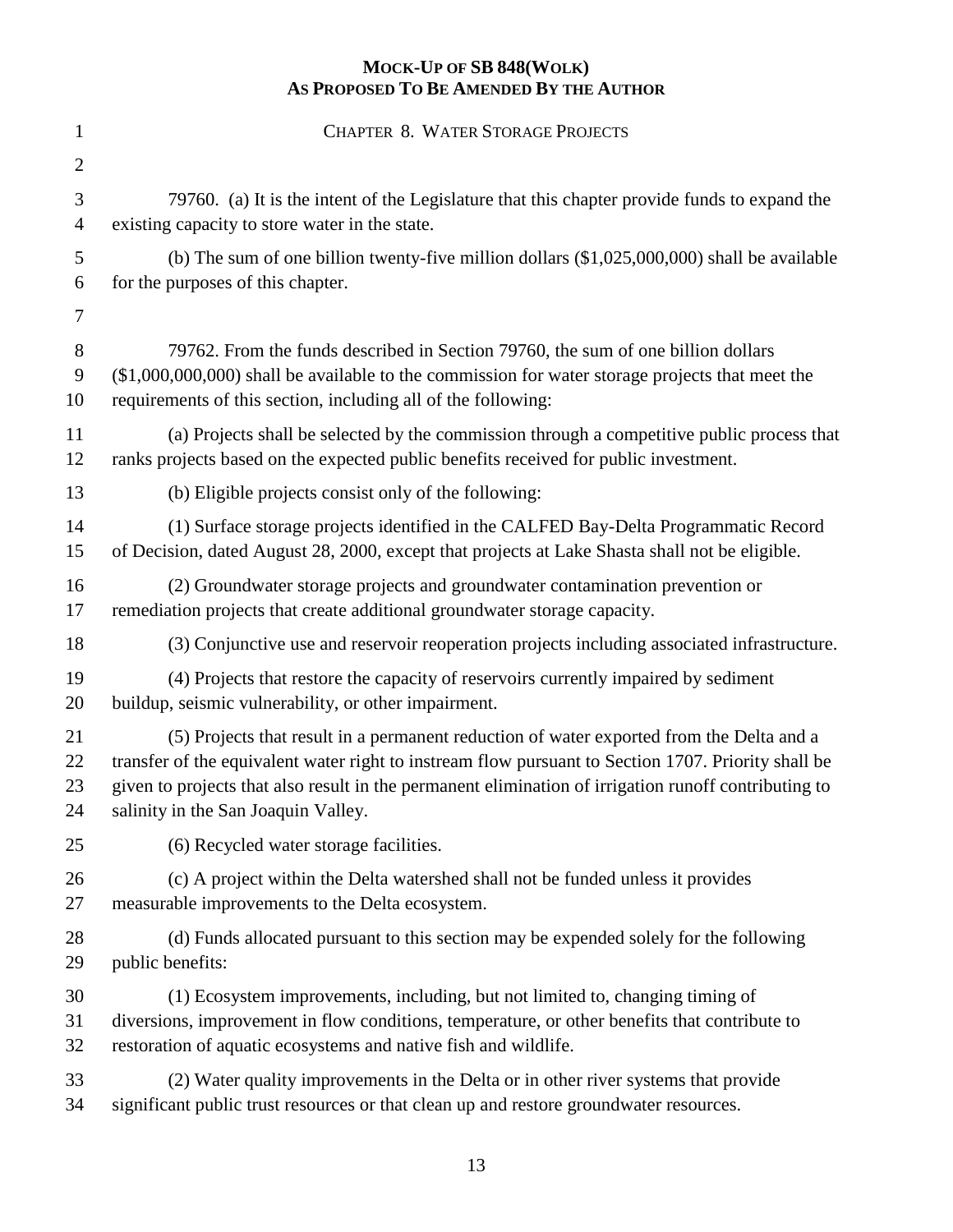**MOCK-UP OF SB 848(WOLK)**
**AS PROPOSED TO BE AMENDED BY THE AUTHOR**

CHAPTER 8. WATER STORAGE PROJECTS

79760. (a) It is the intent of the Legislature that this chapter provide funds to expand the existing capacity to store water in the state.

(b) The sum of one billion twenty-five million dollars ($1,025,000,000) shall be available for the purposes of this chapter.

79762. From the funds described in Section 79760, the sum of one billion dollars ($1,000,000,000) shall be available to the commission for water storage projects that meet the requirements of this section, including all of the following:

(a) Projects shall be selected by the commission through a competitive public process that ranks projects based on the expected public benefits received for public investment.

(b) Eligible projects consist only of the following:

(1) Surface storage projects identified in the CALFED Bay-Delta Programmatic Record of Decision, dated August 28, 2000, except that projects at Lake Shasta shall not be eligible.

(2) Groundwater storage projects and groundwater contamination prevention or remediation projects that create additional groundwater storage capacity.

(3) Conjunctive use and reservoir reoperation projects including associated infrastructure.

(4) Projects that restore the capacity of reservoirs currently impaired by sediment buildup, seismic vulnerability, or other impairment.

(5) Projects that result in a permanent reduction of water exported from the Delta and a transfer of the equivalent water right to instream flow pursuant to Section 1707. Priority shall be given to projects that also result in the permanent elimination of irrigation runoff contributing to salinity in the San Joaquin Valley.

(6) Recycled water storage facilities.

(c) A project within the Delta watershed shall not be funded unless it provides measurable improvements to the Delta ecosystem.

(d) Funds allocated pursuant to this section may be expended solely for the following public benefits:

(1) Ecosystem improvements, including, but not limited to, changing timing of diversions, improvement in flow conditions, temperature, or other benefits that contribute to restoration of aquatic ecosystems and native fish and wildlife.

(2) Water quality improvements in the Delta or in other river systems that provide significant public trust resources or that clean up and restore groundwater resources.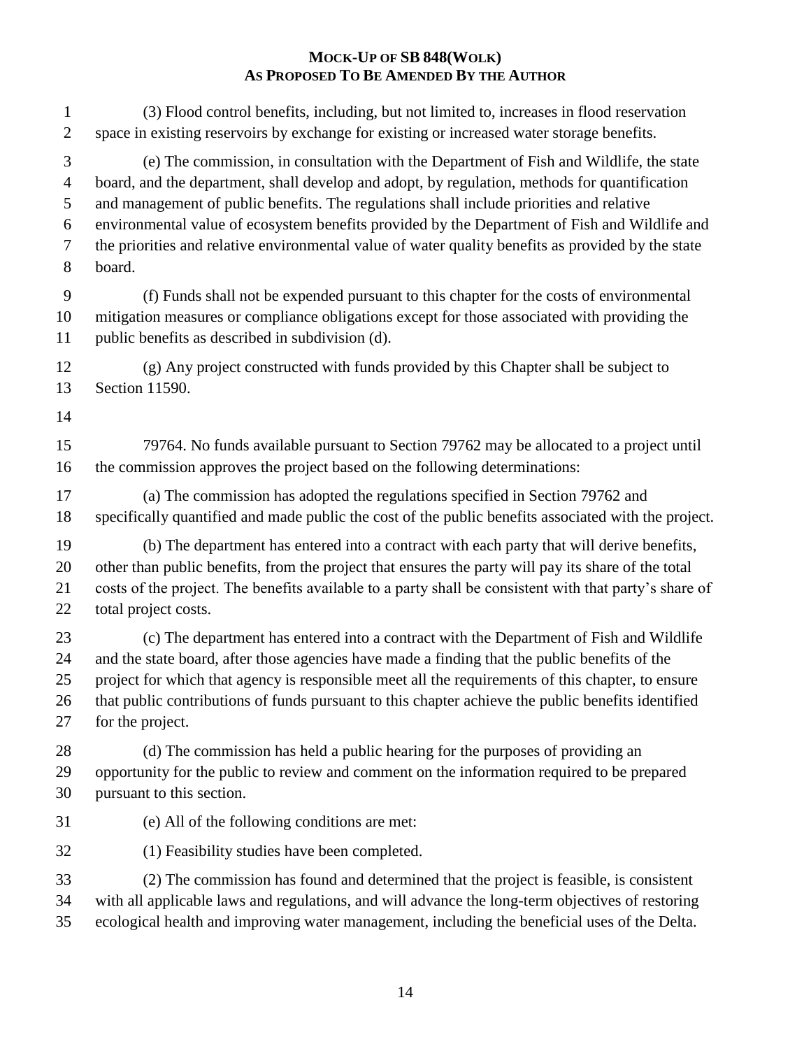(3) Flood control benefits, including, but not limited to, increases in flood reservation space in existing reservoirs by exchange for existing or increased water storage benefits.

(e) The commission, in consultation with the Department of Fish and Wildlife, the state board, and the department, shall develop and adopt, by regulation, methods for quantification and management of public benefits. The regulations shall include priorities and relative environmental value of ecosystem benefits provided by the Department of Fish and Wildlife and the priorities and relative environmental value of water quality benefits as provided by the state board.

(f) Funds shall not be expended pursuant to this chapter for the costs of environmental mitigation measures or compliance obligations except for those associated with providing the public benefits as described in subdivision (d).

(g) Any project constructed with funds provided by this Chapter shall be subject to Section 11590.

79764. No funds available pursuant to Section 79762 may be allocated to a project until the commission approves the project based on the following determinations:

(a) The commission has adopted the regulations specified in Section 79762 and specifically quantified and made public the cost of the public benefits associated with the project.

(b) The department has entered into a contract with each party that will derive benefits, other than public benefits, from the project that ensures the party will pay its share of the total costs of the project. The benefits available to a party shall be consistent with that party's share of total project costs.

(c) The department has entered into a contract with the Department of Fish and Wildlife and the state board, after those agencies have made a finding that the public benefits of the project for which that agency is responsible meet all the requirements of this chapter, to ensure that public contributions of funds pursuant to this chapter achieve the public benefits identified for the project.

(d) The commission has held a public hearing for the purposes of providing an opportunity for the public to review and comment on the information required to be prepared pursuant to this section.

(e) All of the following conditions are met:

(1) Feasibility studies have been completed.

(2) The commission has found and determined that the project is feasible, is consistent with all applicable laws and regulations, and will advance the long-term objectives of restoring ecological health and improving water management, including the beneficial uses of the Delta.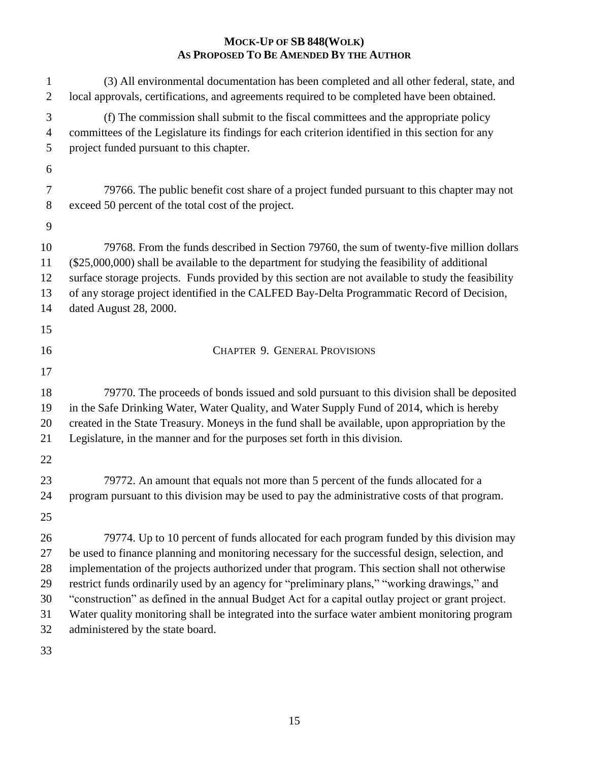(3) All environmental documentation has been completed and all other federal, state, and local approvals, certifications, and agreements required to be completed have been obtained.

(f) The commission shall submit to the fiscal committees and the appropriate policy committees of the Legislature its findings for each criterion identified in this section for any project funded pursuant to this chapter.

79766. The public benefit cost share of a project funded pursuant to this chapter may not exceed 50 percent of the total cost of the project.

79768. From the funds described in Section 79760, the sum of twenty-five million dollars ($25,000,000) shall be available to the department for studying the feasibility of additional surface storage projects. Funds provided by this section are not available to study the feasibility of any storage project identified in the CALFED Bay-Delta Programmatic Record of Decision, dated August 28, 2000.

## CHAPTER 9. GENERAL PROVISIONS

79770. The proceeds of bonds issued and sold pursuant to this division shall be deposited in the Safe Drinking Water, Water Quality, and Water Supply Fund of 2014, which is hereby created in the State Treasury. Moneys in the fund shall be available, upon appropriation by the Legislature, in the manner and for the purposes set forth in this division.

79772. An amount that equals not more than 5 percent of the funds allocated for a program pursuant to this division may be used to pay the administrative costs of that program.

79774. Up to 10 percent of funds allocated for each program funded by this division may be used to finance planning and monitoring necessary for the successful design, selection, and implementation of the projects authorized under that program. This section shall not otherwise restrict funds ordinarily used by an agency for "preliminary plans," "working drawings," and "construction" as defined in the annual Budget Act for a capital outlay project or grant project. Water quality monitoring shall be integrated into the surface water ambient monitoring program administered by the state board.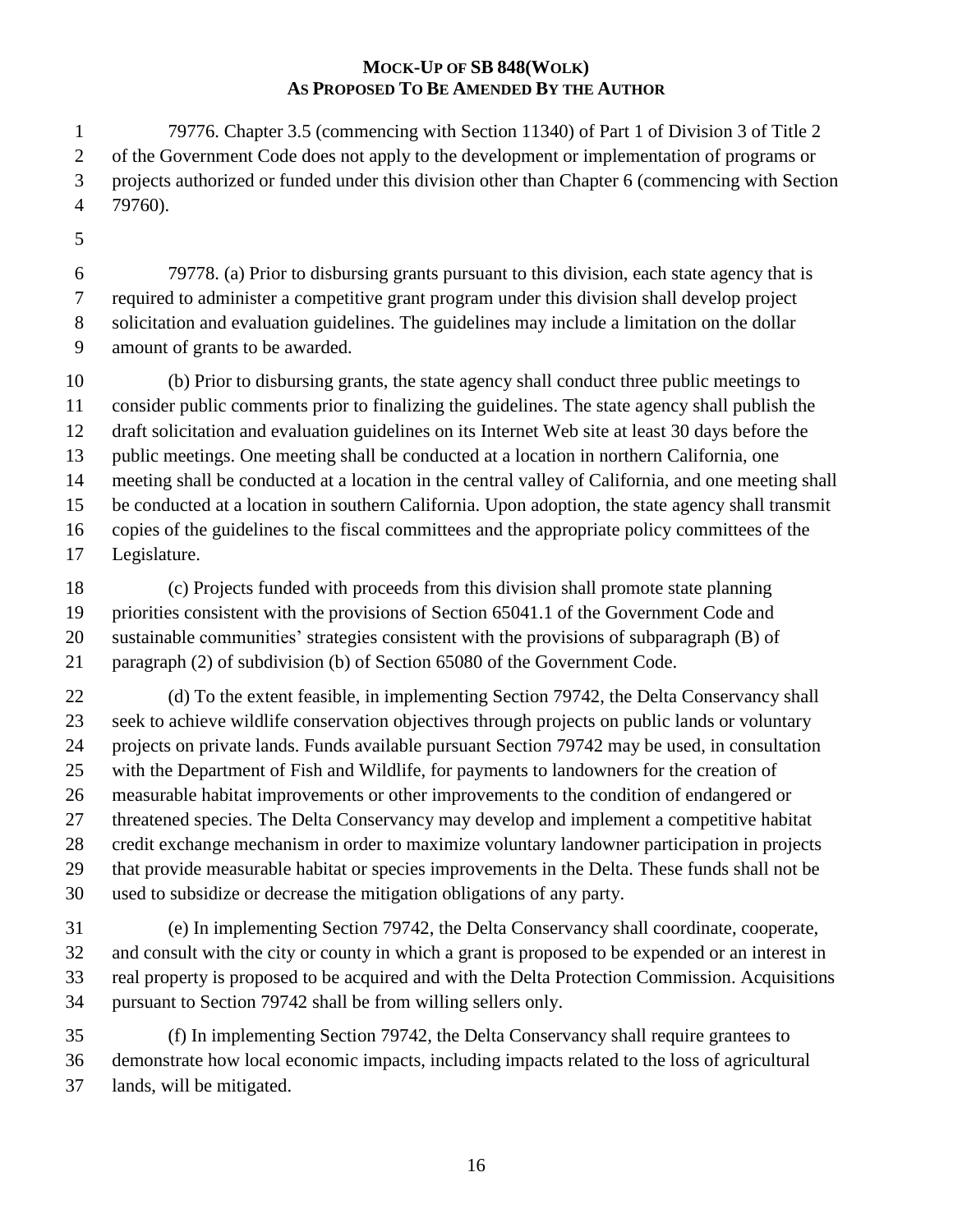**MOCK-UP OF SB 848(WOLK)**
**AS PROPOSED TO BE AMENDED BY THE AUTHOR**

79776. Chapter 3.5 (commencing with Section 11340) of Part 1 of Division 3 of Title 2 of the Government Code does not apply to the development or implementation of programs or projects authorized or funded under this division other than Chapter 6 (commencing with Section 79760).

79778. (a) Prior to disbursing grants pursuant to this division, each state agency that is required to administer a competitive grant program under this division shall develop project solicitation and evaluation guidelines. The guidelines may include a limitation on the dollar amount of grants to be awarded.

(b) Prior to disbursing grants, the state agency shall conduct three public meetings to consider public comments prior to finalizing the guidelines. The state agency shall publish the draft solicitation and evaluation guidelines on its Internet Web site at least 30 days before the public meetings. One meeting shall be conducted at a location in northern California, one meeting shall be conducted at a location in the central valley of California, and one meeting shall be conducted at a location in southern California. Upon adoption, the state agency shall transmit copies of the guidelines to the fiscal committees and the appropriate policy committees of the Legislature.

(c) Projects funded with proceeds from this division shall promote state planning priorities consistent with the provisions of Section 65041.1 of the Government Code and sustainable communities' strategies consistent with the provisions of subparagraph (B) of paragraph (2) of subdivision (b) of Section 65080 of the Government Code.

(d) To the extent feasible, in implementing Section 79742, the Delta Conservancy shall seek to achieve wildlife conservation objectives through projects on public lands or voluntary projects on private lands. Funds available pursuant Section 79742 may be used, in consultation with the Department of Fish and Wildlife, for payments to landowners for the creation of measurable habitat improvements or other improvements to the condition of endangered or threatened species. The Delta Conservancy may develop and implement a competitive habitat credit exchange mechanism in order to maximize voluntary landowner participation in projects that provide measurable habitat or species improvements in the Delta. These funds shall not be used to subsidize or decrease the mitigation obligations of any party.

(e) In implementing Section 79742, the Delta Conservancy shall coordinate, cooperate, and consult with the city or county in which a grant is proposed to be expended or an interest in real property is proposed to be acquired and with the Delta Protection Commission. Acquisitions pursuant to Section 79742 shall be from willing sellers only.

(f) In implementing Section 79742, the Delta Conservancy shall require grantees to demonstrate how local economic impacts, including impacts related to the loss of agricultural lands, will be mitigated.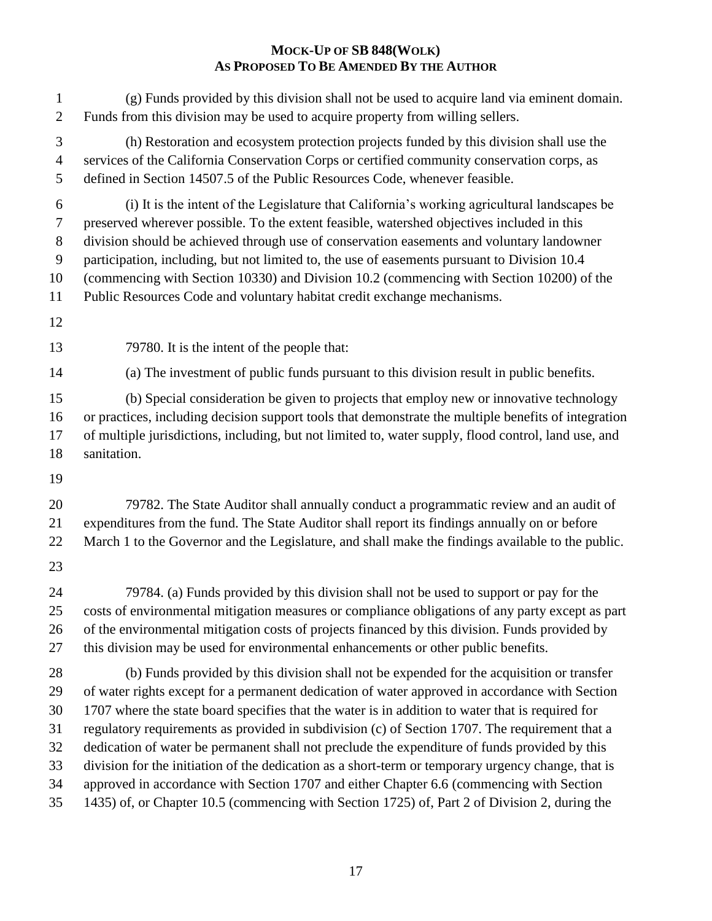(g) Funds provided by this division shall not be used to acquire land via eminent domain. Funds from this division may be used to acquire property from willing sellers.

(h) Restoration and ecosystem protection projects funded by this division shall use the services of the California Conservation Corps or certified community conservation corps, as defined in Section 14507.5 of the Public Resources Code, whenever feasible.

(i) It is the intent of the Legislature that California's working agricultural landscapes be preserved wherever possible. To the extent feasible, watershed objectives included in this division should be achieved through use of conservation easements and voluntary landowner participation, including, but not limited to, the use of easements pursuant to Division 10.4 (commencing with Section 10330) and Division 10.2 (commencing with Section 10200) of the Public Resources Code and voluntary habitat credit exchange mechanisms.

79780. It is the intent of the people that:

(a) The investment of public funds pursuant to this division result in public benefits.

(b) Special consideration be given to projects that employ new or innovative technology or practices, including decision support tools that demonstrate the multiple benefits of integration of multiple jurisdictions, including, but not limited to, water supply, flood control, land use, and sanitation.

79782. The State Auditor shall annually conduct a programmatic review and an audit of expenditures from the fund. The State Auditor shall report its findings annually on or before March 1 to the Governor and the Legislature, and shall make the findings available to the public.

79784. (a) Funds provided by this division shall not be used to support or pay for the costs of environmental mitigation measures or compliance obligations of any party except as part of the environmental mitigation costs of projects financed by this division. Funds provided by this division may be used for environmental enhancements or other public benefits.

(b) Funds provided by this division shall not be expended for the acquisition or transfer of water rights except for a permanent dedication of water approved in accordance with Section 1707 where the state board specifies that the water is in addition to water that is required for regulatory requirements as provided in subdivision (c) of Section 1707. The requirement that a dedication of water be permanent shall not preclude the expenditure of funds provided by this division for the initiation of the dedication as a short-term or temporary urgency change, that is approved in accordance with Section 1707 and either Chapter 6.6 (commencing with Section 1435) of, or Chapter 10.5 (commencing with Section 1725) of, Part 2 of Division 2, during the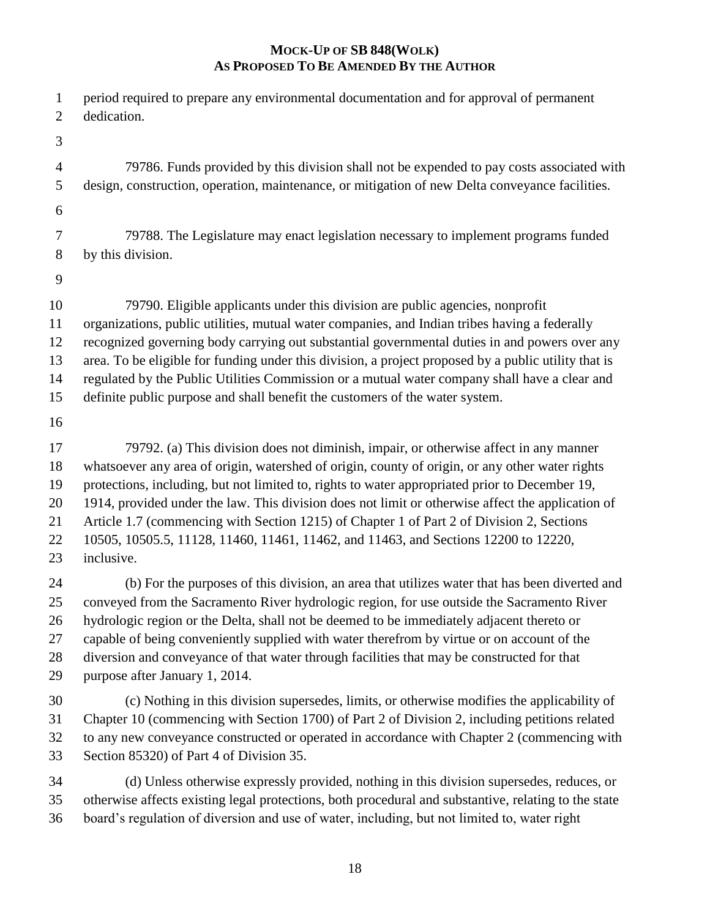period required to prepare any environmental documentation and for approval of permanent dedication.

79786. Funds provided by this division shall not be expended to pay costs associated with design, construction, operation, maintenance, or mitigation of new Delta conveyance facilities.

79788. The Legislature may enact legislation necessary to implement programs funded by this division.

79790. Eligible applicants under this division are public agencies, nonprofit organizations, public utilities, mutual water companies, and Indian tribes having a federally recognized governing body carrying out substantial governmental duties in and powers over any area. To be eligible for funding under this division, a project proposed by a public utility that is regulated by the Public Utilities Commission or a mutual water company shall have a clear and definite public purpose and shall benefit the customers of the water system.

79792. (a) This division does not diminish, impair, or otherwise affect in any manner whatsoever any area of origin, watershed of origin, county of origin, or any other water rights protections, including, but not limited to, rights to water appropriated prior to December 19, 1914, provided under the law. This division does not limit or otherwise affect the application of Article 1.7 (commencing with Section 1215) of Chapter 1 of Part 2 of Division 2, Sections 10505, 10505.5, 11128, 11460, 11461, 11462, and 11463, and Sections 12200 to 12220, inclusive.

(b) For the purposes of this division, an area that utilizes water that has been diverted and conveyed from the Sacramento River hydrologic region, for use outside the Sacramento River hydrologic region or the Delta, shall not be deemed to be immediately adjacent thereto or capable of being conveniently supplied with water therefrom by virtue or on account of the diversion and conveyance of that water through facilities that may be constructed for that purpose after January 1, 2014.

(c) Nothing in this division supersedes, limits, or otherwise modifies the applicability of Chapter 10 (commencing with Section 1700) of Part 2 of Division 2, including petitions related to any new conveyance constructed or operated in accordance with Chapter 2 (commencing with Section 85320) of Part 4 of Division 35.

(d) Unless otherwise expressly provided, nothing in this division supersedes, reduces, or otherwise affects existing legal protections, both procedural and substantive, relating to the state board's regulation of diversion and use of water, including, but not limited to, water right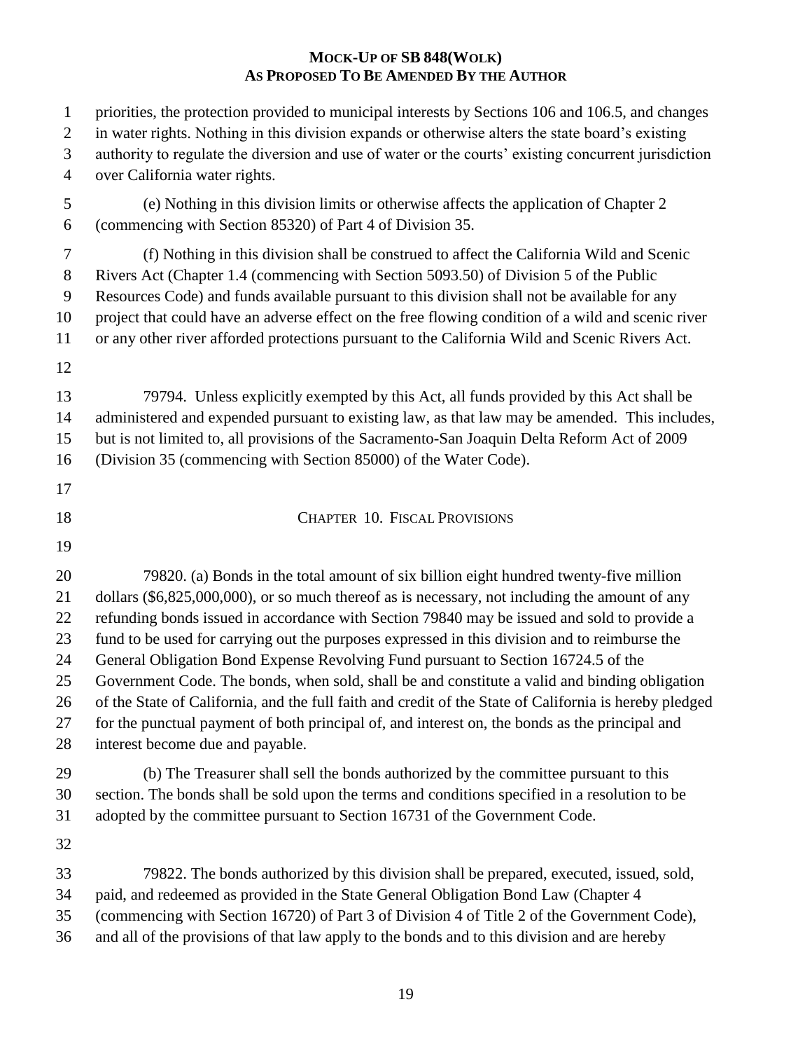priorities, the protection provided to municipal interests by Sections 106 and 106.5, and changes in water rights. Nothing in this division expands or otherwise alters the state board's existing authority to regulate the diversion and use of water or the courts' existing concurrent jurisdiction over California water rights.

(e) Nothing in this division limits or otherwise affects the application of Chapter 2 (commencing with Section 85320) of Part 4 of Division 35.

(f) Nothing in this division shall be construed to affect the California Wild and Scenic Rivers Act (Chapter 1.4 (commencing with Section 5093.50) of Division 5 of the Public Resources Code) and funds available pursuant to this division shall not be available for any project that could have an adverse effect on the free flowing condition of a wild and scenic river or any other river afforded protections pursuant to the California Wild and Scenic Rivers Act.

79794. Unless explicitly exempted by this Act, all funds provided by this Act shall be administered and expended pursuant to existing law, as that law may be amended. This includes, but is not limited to, all provisions of the Sacramento-San Joaquin Delta Reform Act of 2009 (Division 35 (commencing with Section 85000) of the Water Code).

## CHAPTER 10. FISCAL PROVISIONS

79820. (a) Bonds in the total amount of six billion eight hundred twenty-five million dollars ($6,825,000,000), or so much thereof as is necessary, not including the amount of any refunding bonds issued in accordance with Section 79840 may be issued and sold to provide a fund to be used for carrying out the purposes expressed in this division and to reimburse the General Obligation Bond Expense Revolving Fund pursuant to Section 16724.5 of the Government Code. The bonds, when sold, shall be and constitute a valid and binding obligation of the State of California, and the full faith and credit of the State of California is hereby pledged for the punctual payment of both principal of, and interest on, the bonds as the principal and interest become due and payable.

(b) The Treasurer shall sell the bonds authorized by the committee pursuant to this section. The bonds shall be sold upon the terms and conditions specified in a resolution to be adopted by the committee pursuant to Section 16731 of the Government Code.

79822. The bonds authorized by this division shall be prepared, executed, issued, sold, paid, and redeemed as provided in the State General Obligation Bond Law (Chapter 4 (commencing with Section 16720) of Part 3 of Division 4 of Title 2 of the Government Code), and all of the provisions of that law apply to the bonds and to this division and are hereby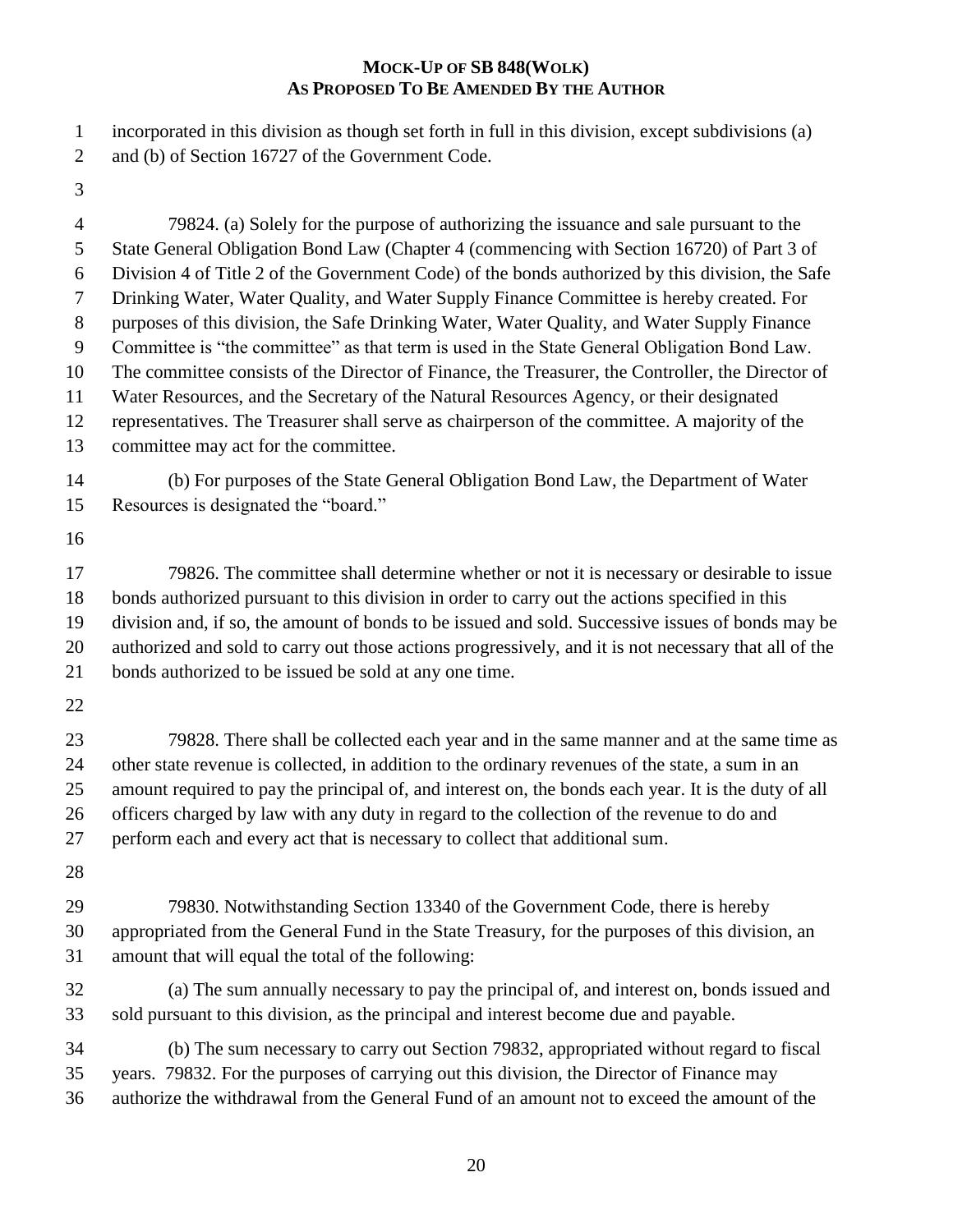incorporated in this division as though set forth in full in this division, except subdivisions (a) and (b) of Section 16727 of the Government Code.

79824. (a) Solely for the purpose of authorizing the issuance and sale pursuant to the State General Obligation Bond Law (Chapter 4 (commencing with Section 16720) of Part 3 of Division 4 of Title 2 of the Government Code) of the bonds authorized by this division, the Safe Drinking Water, Water Quality, and Water Supply Finance Committee is hereby created. For purposes of this division, the Safe Drinking Water, Water Quality, and Water Supply Finance Committee is "the committee" as that term is used in the State General Obligation Bond Law. The committee consists of the Director of Finance, the Treasurer, the Controller, the Director of Water Resources, and the Secretary of the Natural Resources Agency, or their designated representatives. The Treasurer shall serve as chairperson of the committee. A majority of the committee may act for the committee.

(b) For purposes of the State General Obligation Bond Law, the Department of Water Resources is designated the "board."

79826. The committee shall determine whether or not it is necessary or desirable to issue bonds authorized pursuant to this division in order to carry out the actions specified in this division and, if so, the amount of bonds to be issued and sold. Successive issues of bonds may be authorized and sold to carry out those actions progressively, and it is not necessary that all of the bonds authorized to be issued be sold at any one time.

79828. There shall be collected each year and in the same manner and at the same time as other state revenue is collected, in addition to the ordinary revenues of the state, a sum in an amount required to pay the principal of, and interest on, the bonds each year. It is the duty of all officers charged by law with any duty in regard to the collection of the revenue to do and perform each and every act that is necessary to collect that additional sum.

79830. Notwithstanding Section 13340 of the Government Code, there is hereby appropriated from the General Fund in the State Treasury, for the purposes of this division, an amount that will equal the total of the following:

(a) The sum annually necessary to pay the principal of, and interest on, bonds issued and sold pursuant to this division, as the principal and interest become due and payable.

(b) The sum necessary to carry out Section 79832, appropriated without regard to fiscal years. 79832. For the purposes of carrying out this division, the Director of Finance may authorize the withdrawal from the General Fund of an amount not to exceed the amount of the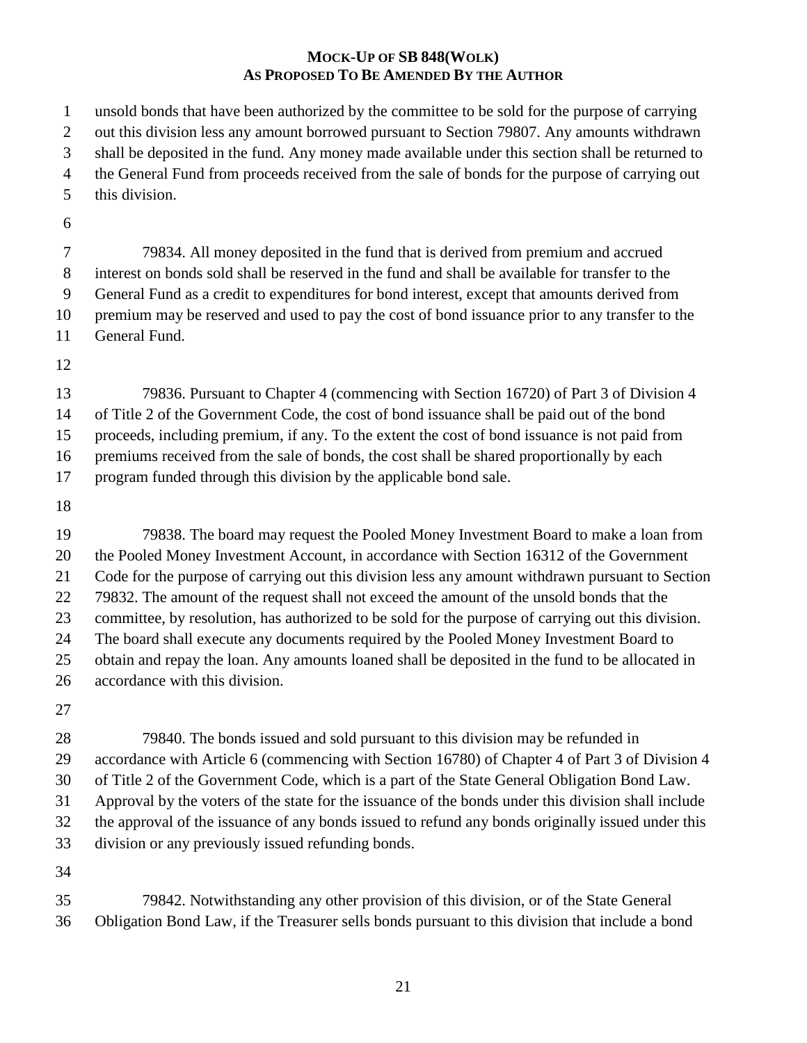unsold bonds that have been authorized by the committee to be sold for the purpose of carrying out this division less any amount borrowed pursuant to Section 79807. Any amounts withdrawn shall be deposited in the fund. Any money made available under this section shall be returned to the General Fund from proceeds received from the sale of bonds for the purpose of carrying out this division.

79834. All money deposited in the fund that is derived from premium and accrued interest on bonds sold shall be reserved in the fund and shall be available for transfer to the General Fund as a credit to expenditures for bond interest, except that amounts derived from premium may be reserved and used to pay the cost of bond issuance prior to any transfer to the General Fund.

79836. Pursuant to Chapter 4 (commencing with Section 16720) of Part 3 of Division 4 of Title 2 of the Government Code, the cost of bond issuance shall be paid out of the bond proceeds, including premium, if any. To the extent the cost of bond issuance is not paid from premiums received from the sale of bonds, the cost shall be shared proportionally by each program funded through this division by the applicable bond sale.

79838. The board may request the Pooled Money Investment Board to make a loan from the Pooled Money Investment Account, in accordance with Section 16312 of the Government Code for the purpose of carrying out this division less any amount withdrawn pursuant to Section 79832. The amount of the request shall not exceed the amount of the unsold bonds that the committee, by resolution, has authorized to be sold for the purpose of carrying out this division. The board shall execute any documents required by the Pooled Money Investment Board to obtain and repay the loan. Any amounts loaned shall be deposited in the fund to be allocated in accordance with this division.

79840. The bonds issued and sold pursuant to this division may be refunded in accordance with Article 6 (commencing with Section 16780) of Chapter 4 of Part 3 of Division 4 of Title 2 of the Government Code, which is a part of the State General Obligation Bond Law. Approval by the voters of the state for the issuance of the bonds under this division shall include the approval of the issuance of any bonds issued to refund any bonds originally issued under this division or any previously issued refunding bonds.

79842. Notwithstanding any other provision of this division, or of the State General Obligation Bond Law, if the Treasurer sells bonds pursuant to this division that include a bond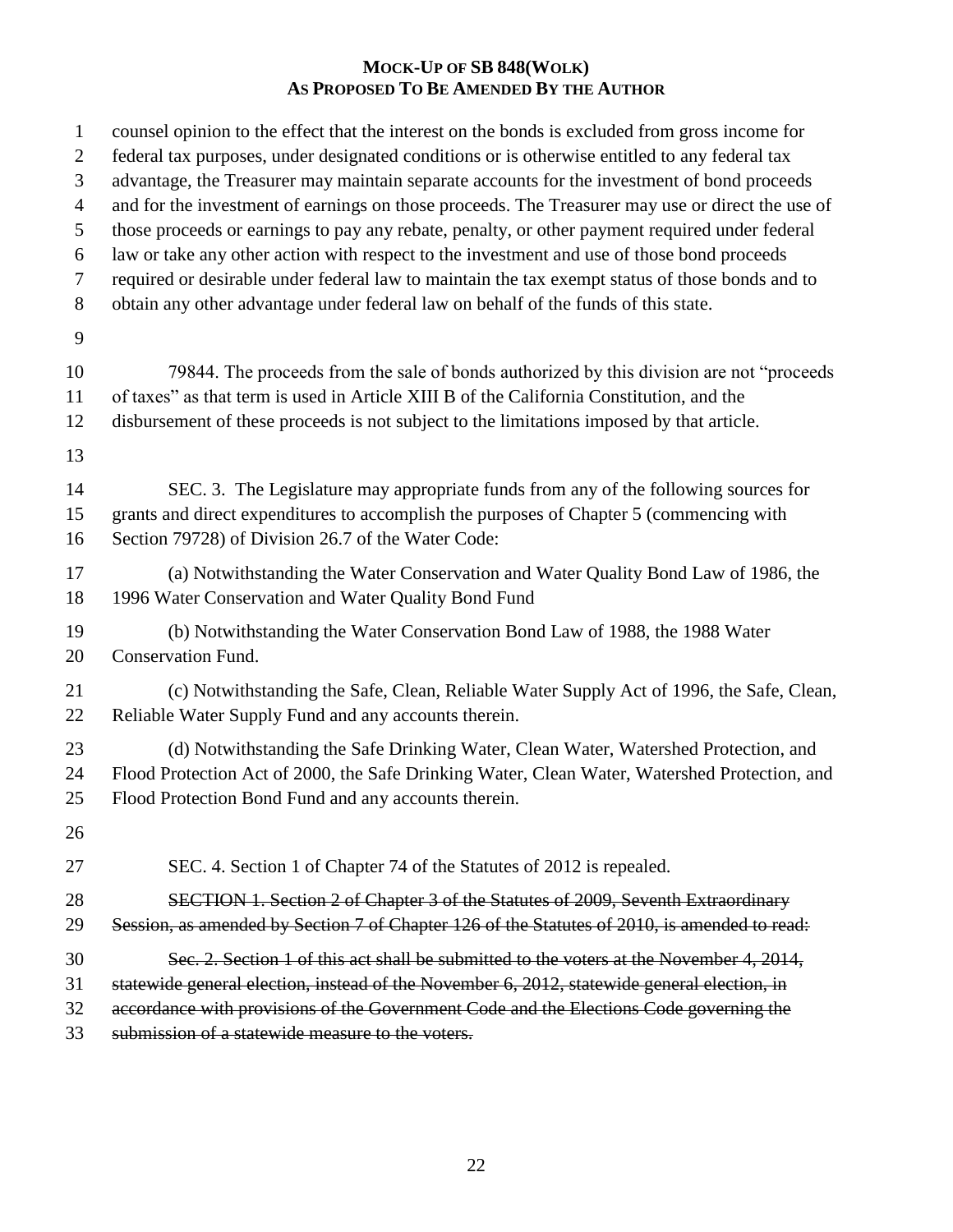counsel opinion to the effect that the interest on the bonds is excluded from gross income for federal tax purposes, under designated conditions or is otherwise entitled to any federal tax advantage, the Treasurer may maintain separate accounts for the investment of bond proceeds and for the investment of earnings on those proceeds. The Treasurer may use or direct the use of those proceeds or earnings to pay any rebate, penalty, or other payment required under federal law or take any other action with respect to the investment and use of those bond proceeds required or desirable under federal law to maintain the tax exempt status of those bonds and to obtain any other advantage under federal law on behalf of the funds of this state.

79844. The proceeds from the sale of bonds authorized by this division are not "proceeds of taxes" as that term is used in Article XIII B of the California Constitution, and the disbursement of these proceeds is not subject to the limitations imposed by that article.

SEC. 3. The Legislature may appropriate funds from any of the following sources for grants and direct expenditures to accomplish the purposes of Chapter 5 (commencing with Section 79728) of Division 26.7 of the Water Code:

(a) Notwithstanding the Water Conservation and Water Quality Bond Law of 1986, the 1996 Water Conservation and Water Quality Bond Fund

(b) Notwithstanding the Water Conservation Bond Law of 1988, the 1988 Water Conservation Fund.

(c) Notwithstanding the Safe, Clean, Reliable Water Supply Act of 1996, the Safe, Clean, Reliable Water Supply Fund and any accounts therein.

(d) Notwithstanding the Safe Drinking Water, Clean Water, Watershed Protection, and Flood Protection Act of 2000, the Safe Drinking Water, Clean Water, Watershed Protection, and Flood Protection Bond Fund and any accounts therein.

SEC. 4. Section 1 of Chapter 74 of the Statutes of 2012 is repealed.

~~SECTION 1. Section 2 of Chapter 3 of the Statutes of 2009, Seventh Extraordinary Session, as amended by Section 7 of Chapter 126 of the Statutes of 2010, is amended to read:~~

~~Sec. 2. Section 1 of this act shall be submitted to the voters at the November 4, 2014, statewide general election, instead of the November 6, 2012, statewide general election, in accordance with provisions of the Government Code and the Elections Code governing the submission of a statewide measure to the voters.~~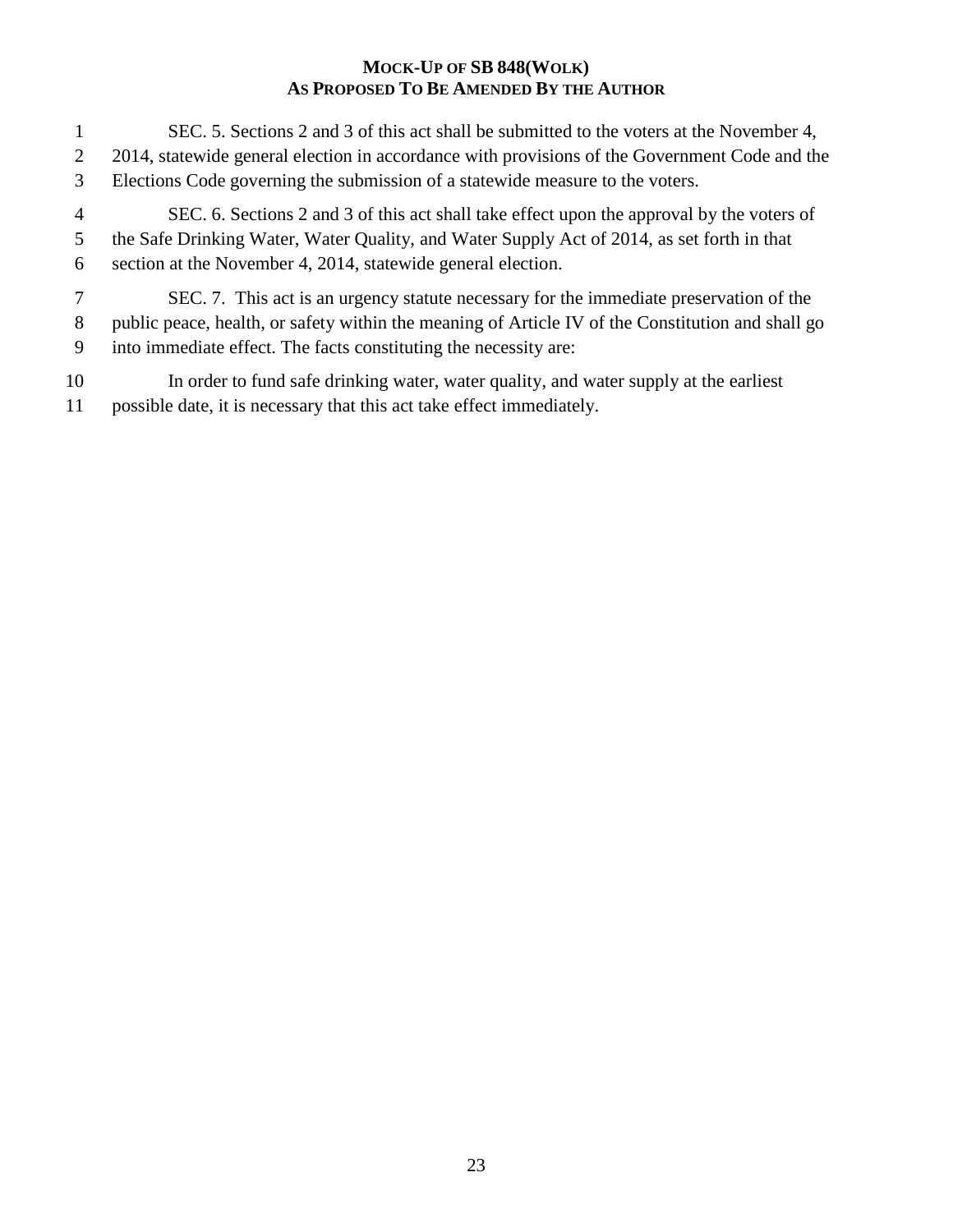SEC. 5. Sections 2 and 3 of this act shall be submitted to the voters at the November 4, 2014, statewide general election in accordance with provisions of the Government Code and the Elections Code governing the submission of a statewide measure to the voters.

SEC. 6. Sections 2 and 3 of this act shall take effect upon the approval by the voters of the Safe Drinking Water, Water Quality, and Water Supply Act of 2014, as set forth in that section at the November 4, 2014, statewide general election.

SEC. 7. This act is an urgency statute necessary for the immediate preservation of the public peace, health, or safety within the meaning of Article IV of the Constitution and shall go into immediate effect. The facts constituting the necessity are:

In order to fund safe drinking water, water quality, and water supply at the earliest possible date, it is necessary that this act take effect immediately.